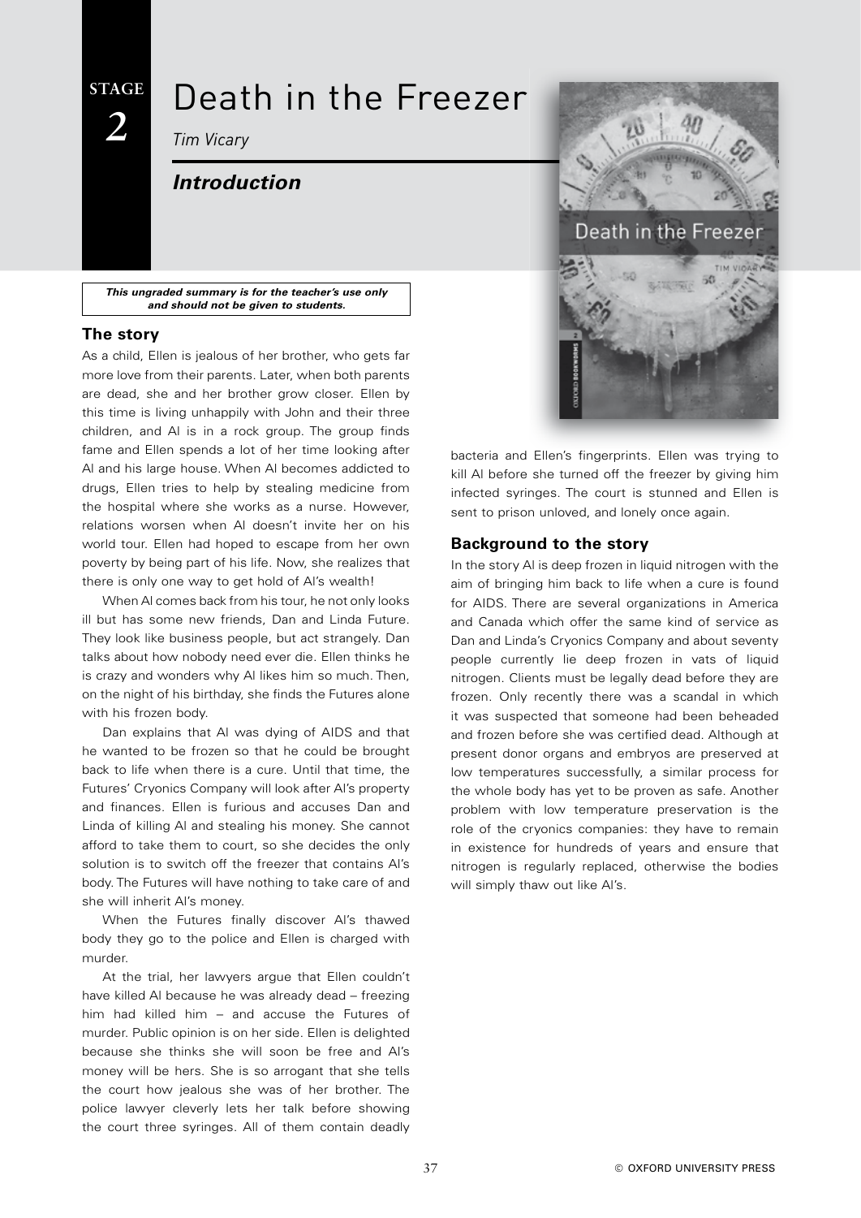STAGE 2

# Death in the Freezer

*Tim Vicary*

## *Introduction*

***This ungraded summary is for the teacher's use only and should not be given to students.***

### The story

As a child, Ellen is jealous of her brother, who gets far more love from their parents. Later, when both parents are dead, she and her brother grow closer. Ellen by this time is living unhappily with John and their three children, and Al is in a rock group. The group finds fame and Ellen spends a lot of her time looking after Al and his large house. When Al becomes addicted to drugs, Ellen tries to help by stealing medicine from the hospital where she works as a nurse. However, relations worsen when Al doesn't invite her on his world tour. Ellen had hoped to escape from her own poverty by being part of his life. Now, she realizes that there is only one way to get hold of Al's wealth!

When Al comes back from his tour, he not only looks ill but has some new friends, Dan and Linda Future. They look like business people, but act strangely. Dan talks about how nobody need ever die. Ellen thinks he is crazy and wonders why Al likes him so much. Then, on the night of his birthday, she finds the Futures alone with his frozen body.

Dan explains that Al was dying of AIDS and that he wanted to be frozen so that he could be brought back to life when there is a cure. Until that time, the Futures' Cryonics Company will look after Al's property and finances. Ellen is furious and accuses Dan and Linda of killing Al and stealing his money. She cannot afford to take them to court, so she decides the only solution is to switch off the freezer that contains Al's body. The Futures will have nothing to take care of and she will inherit Al's money.

When the Futures finally discover Al's thawed body they go to the police and Ellen is charged with murder.

At the trial, her lawyers argue that Ellen couldn't have killed Al because he was already dead – freezing him had killed him – and accuse the Futures of murder. Public opinion is on her side. Ellen is delighted because she thinks she will soon be free and Al's money will be hers. She is so arrogant that she tells the court how jealous she was of her brother. The police lawyer cleverly lets her talk before showing the court three syringes. All of them contain deadly bacteria and Ellen's fingerprints. Ellen was trying to kill Al before she turned off the freezer by giving him infected syringes. The court is stunned and Ellen is sent to prison unloved, and lonely once again.

### Background to the story

In the story Al is deep frozen in liquid nitrogen with the aim of bringing him back to life when a cure is found for AIDS. There are several organizations in America and Canada which offer the same kind of service as Dan and Linda's Cryonics Company and about seventy people currently lie deep frozen in vats of liquid nitrogen. Clients must be legally dead before they are frozen. Only recently there was a scandal in which it was suspected that someone had been beheaded and frozen before she was certified dead. Although at present donor organs and embryos are preserved at low temperatures successfully, a similar process for the whole body has yet to be proven as safe. Another problem with low temperature preservation is the role of the cryonics companies: they have to remain in existence for hundreds of years and ensure that nitrogen is regularly replaced, otherwise the bodies will simply thaw out like Al's.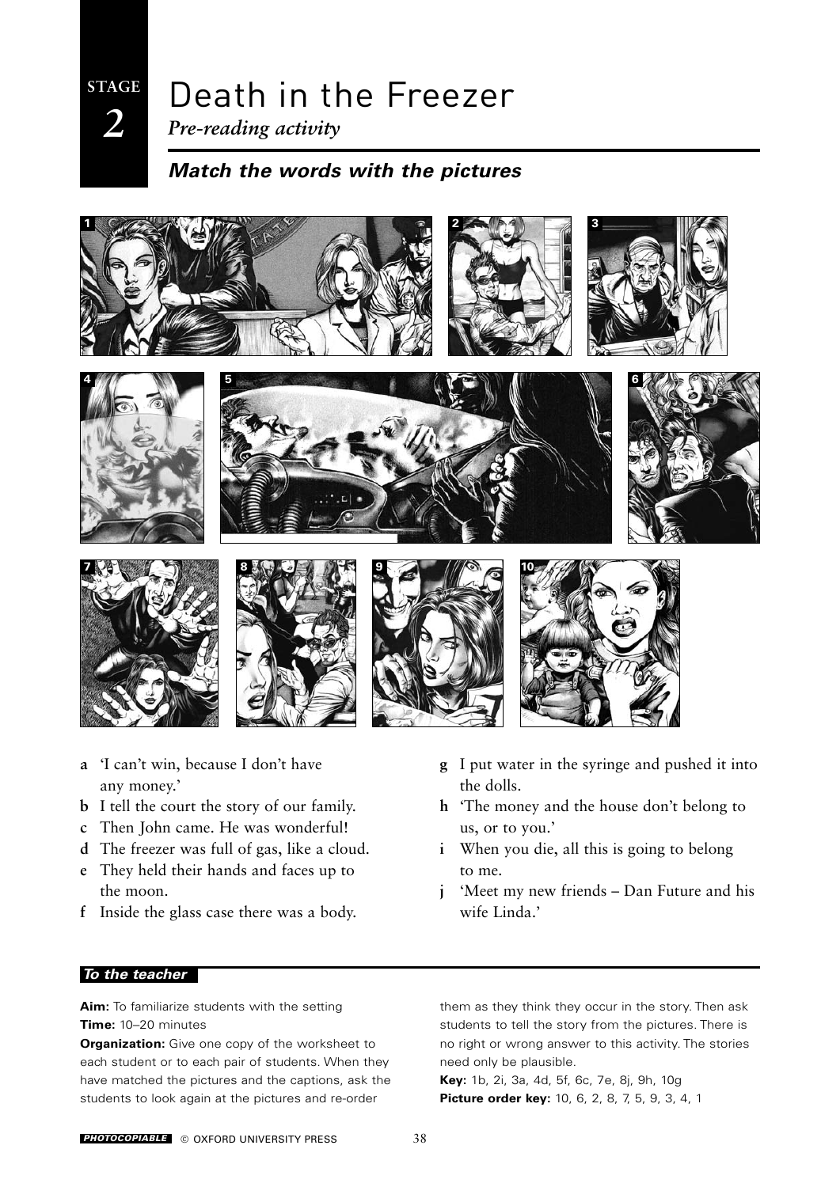STAGE 2

# Death in the Freezer

*Pre-reading activity*

## *Match the words with the pictures*

**a** 'I can't win, because I don't have any money.'

**b** I tell the court the story of our family.

**c** Then John came. He was wonderful!

**d** The freezer was full of gas, like a cloud.

**e** They held their hands and faces up to the moon.

**f** Inside the glass case there was a body.

**g** I put water in the syringe and pushed it into the dolls.

**h** 'The money and the house don't belong to us, or to you.'

**i** When you die, all this is going to belong to me.

**j** 'Meet my new friends – Dan Future and his wife Linda.'

### *To the teacher*

**Aim:** To familiarize students with the setting

**Time:** 10–20 minutes

**Organization:** Give one copy of the worksheet to each student or to each pair of students. When they have matched the pictures and the captions, ask the students to look again at the pictures and re-order them as they think they occur in the story. Then ask students to tell the story from the pictures. There is no right or wrong answer to this activity. The stories need only be plausible.

**Key:** 1b, 2i, 3a, 4d, 5f, 6c, 7e, 8j, 9h, 10g

**Picture order key:** 10, 6, 2, 8, 7, 5, 9, 3, 4, 1

PHOTOCOPIABLE © OXFORD UNIVERSITY PRESS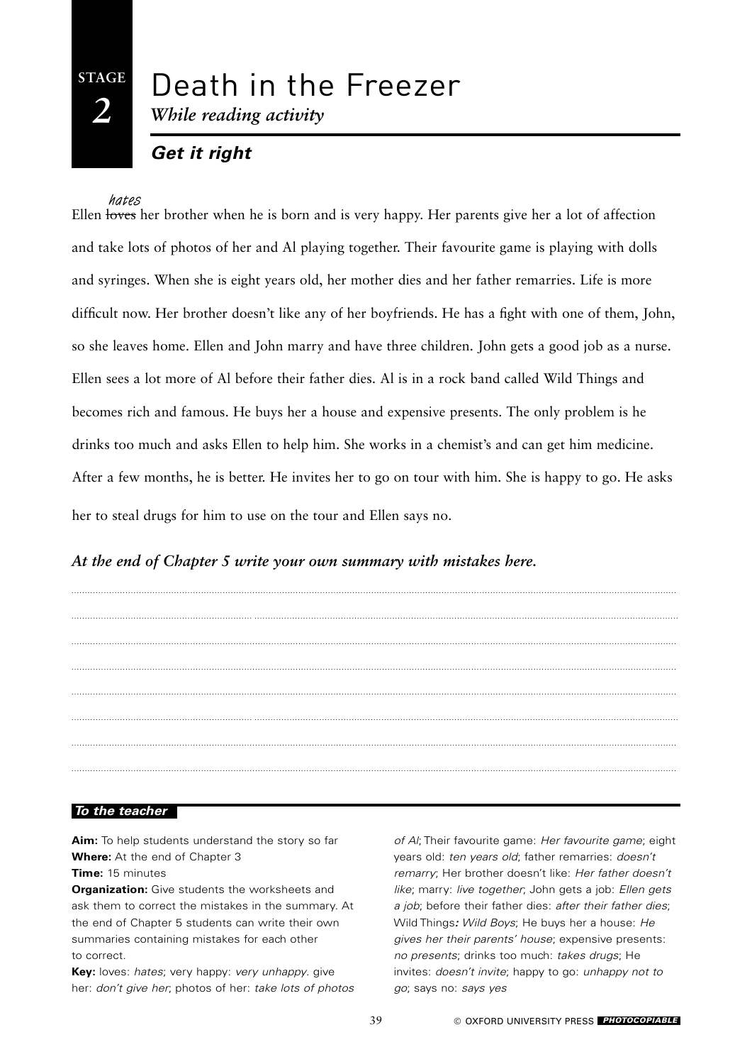# STAGE 2

# Death in the Freezer

*While reading activity*

## *Get it right*

Ellen ~~loves~~ *hates* her brother when he is born and is very happy. Her parents give her a lot of affection and take lots of photos of her and Al playing together. Their favourite game is playing with dolls and syringes. When she is eight years old, her mother dies and her father remarries. Life is more difficult now. Her brother doesn't like any of her boyfriends. He has a fight with one of them, John, so she leaves home. Ellen and John marry and have three children. John gets a good job as a nurse. Ellen sees a lot more of Al before their father dies. Al is in a rock band called Wild Things and becomes rich and famous. He buys her a house and expensive presents. The only problem is he drinks too much and asks Ellen to help him. She works in a chemist's and can get him medicine. After a few months, he is better. He invites her to go on tour with him. She is happy to go. He asks her to steal drugs for him to use on the tour and Ellen says no.

***At the end of Chapter 5 write your own summary with mistakes here.***

..................................................................................................................................................................

..................................................................................................................................................................

..................................................................................................................................................................

..................................................................................................................................................................

..................................................................................................................................................................

..................................................................................................................................................................

..................................................................................................................................................................

..................................................................................................................................................................

### *To the teacher*

**Aim:** To help students understand the story so far
**Where:** At the end of Chapter 3
**Time:** 15 minutes
**Organization:** Give students the worksheets and ask them to correct the mistakes in the summary. At the end of Chapter 5 students can write their own summaries containing mistakes for each other to correct.
**Key:** loves: *hates*; very happy: *very unhappy*. give her: *don't give her*; photos of her: *take lots of photos of Al*; Their favourite game: *Her favourite game*; eight years old: *ten years old*; father remarries: *doesn't remarry*; Her brother doesn't like: *Her father doesn't like*; marry: *live together*; John gets a job: *Ellen gets a job*; before their father dies: *after their father dies*; Wild Things*: Wild Boys*; He buys her a house: *He gives her their parents' house*; expensive presents: *no presents*; drinks too much: *takes drugs*; He invites: *doesn't invite*; happy to go: *unhappy not to go*; says no: *says yes*

© OXFORD UNIVERSITY PRESS ***PHOTOCOPIABLE***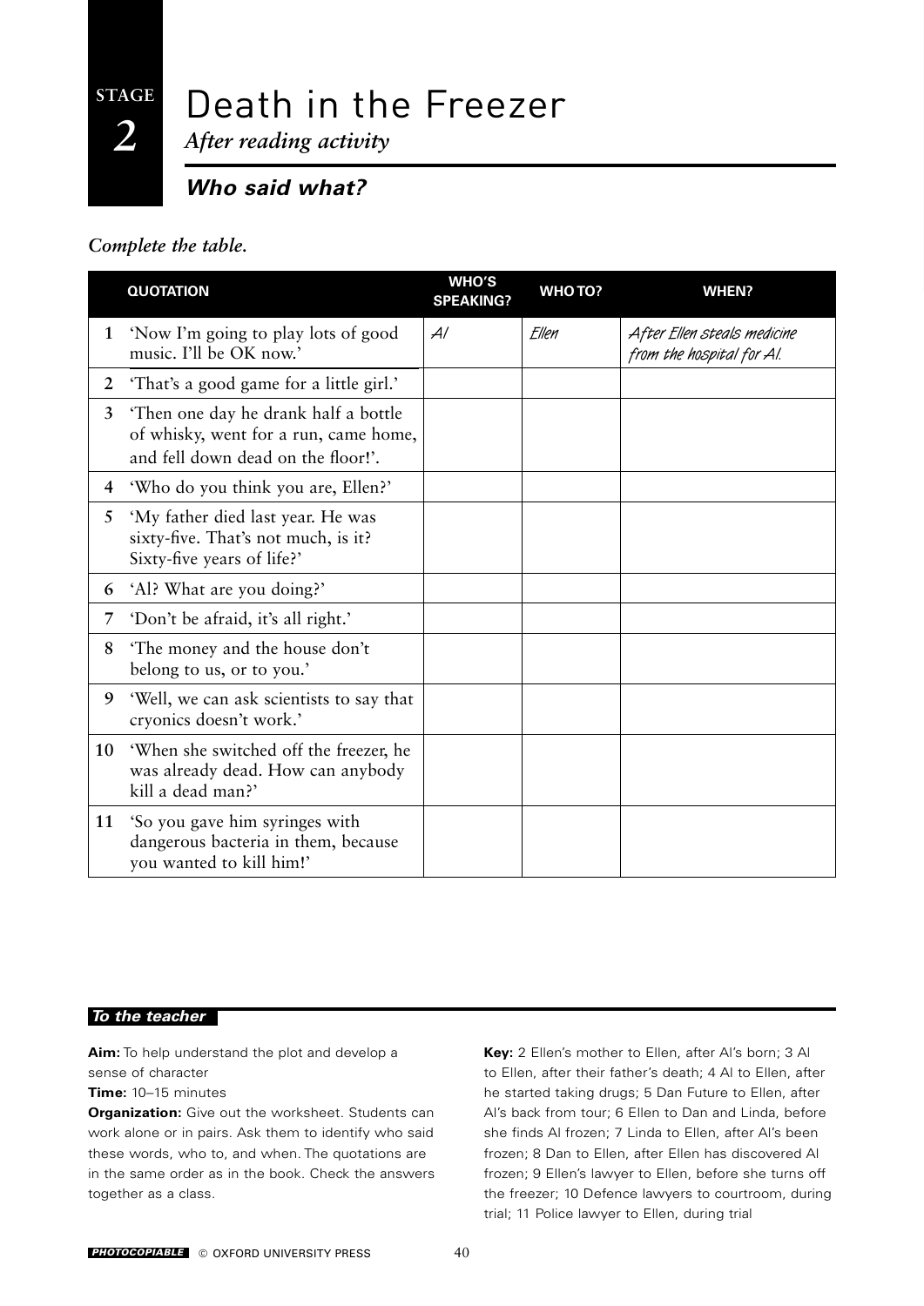STAGE 2

# Death in the Freezer

*After reading activity*

## *Who said what?*

***Complete the table.***

| | QUOTATION | WHO'S SPEAKING? | WHO TO? | WHEN? |
|---|---|---|---|---|
| 1 | 'Now I'm going to play lots of good music. I'll be OK now.' | *Al* | *Ellen* | *After Ellen steals medicine from the hospital for Al.* |
| 2 | 'That's a good game for a little girl.' | | | |
| 3 | 'Then one day he drank half a bottle of whisky, went for a run, came home, and fell down dead on the floor!'. | | | |
| 4 | 'Who do you think you are, Ellen?' | | | |
| 5 | 'My father died last year. He was sixty-five. That's not much, is it? Sixty-five years of life?' | | | |
| 6 | 'Al? What are you doing?' | | | |
| 7 | 'Don't be afraid, it's all right.' | | | |
| 8 | 'The money and the house don't belong to us, or to you.' | | | |
| 9 | 'Well, we can ask scientists to say that cryonics doesn't work.' | | | |
| 10 | 'When she switched off the freezer, he was already dead. How can anybody kill a dead man?' | | | |
| 11 | 'So you gave him syringes with dangerous bacteria in them, because you wanted to kill him!' | | | |

***To the teacher***

**Aim:** To help understand the plot and develop a sense of character

**Time:** 10–15 minutes

**Organization:** Give out the worksheet. Students can work alone or in pairs. Ask them to identify who said these words, who to, and when. The quotations are in the same order as in the book. Check the answers together as a class.

**Key:** 2 Ellen's mother to Ellen, after Al's born; 3 Al to Ellen, after their father's death; 4 Al to Ellen, after he started taking drugs; 5 Dan Future to Ellen, after Al's back from tour; 6 Ellen to Dan and Linda, before she finds Al frozen; 7 Linda to Ellen, after Al's been frozen; 8 Dan to Ellen, after Ellen has discovered Al frozen; 9 Ellen's lawyer to Ellen, before she turns off the freezer; 10 Defence lawyers to courtroom, during trial; 11 Police lawyer to Ellen, during trial

PHOTOCOPIABLE © OXFORD UNIVERSITY PRESS